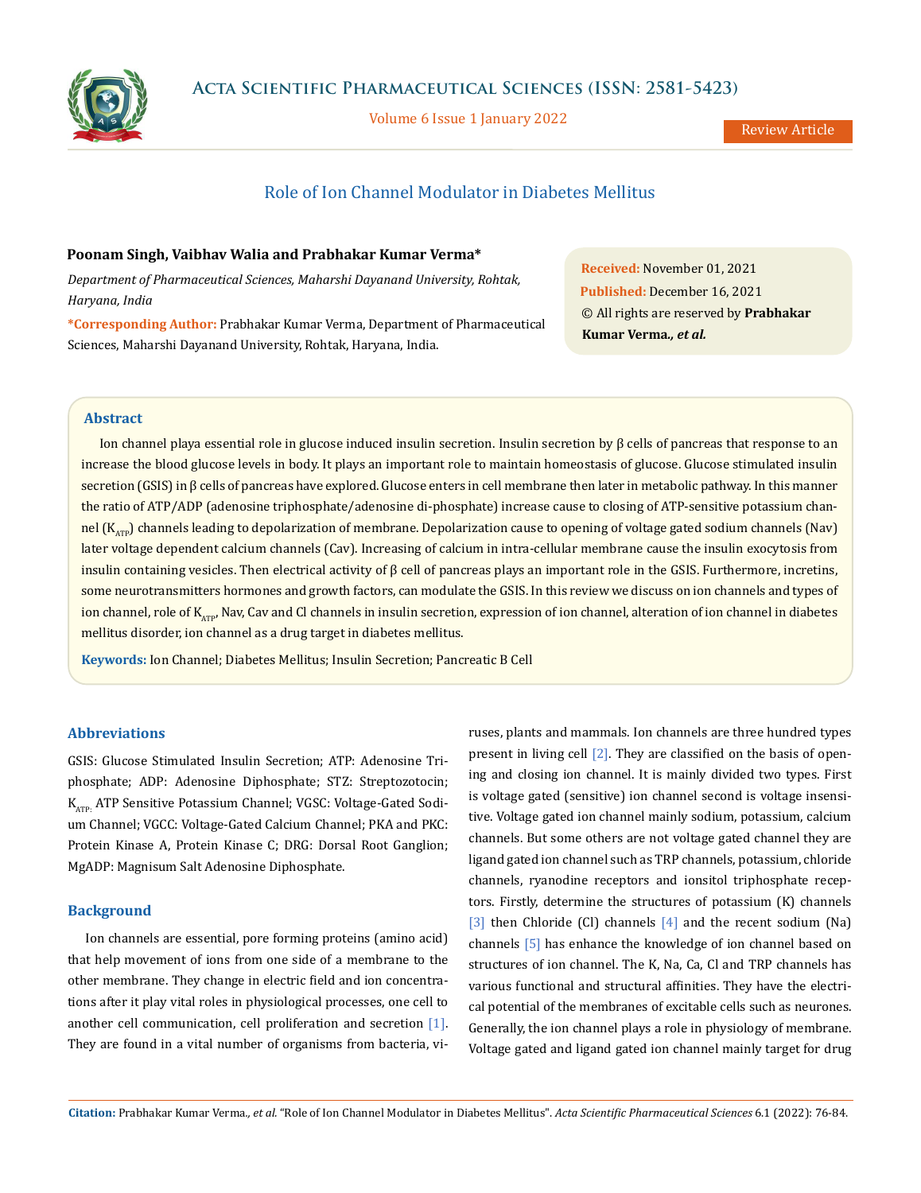# Role of Ion Channel Modulator in Diabetes Mellitus

**Poonam Singh, Vaibhav Walia and Prabhakar Kumar Verma***

*Department of Pharmaceutical Sciences, Maharshi Dayanand University, Rohtak, Haryana, India*

***Corresponding Author:** Prabhakar Kumar Verma, Department of Pharmaceutical Sciences, Maharshi Dayanand University, Rohtak, Haryana, India.

**Received:** November 01, 2021
**Published:** December 16, 2021
© All rights are reserved by **Prabhakar Kumar Verma., *et al.***

## Abstract

Ion channel playa essential role in glucose induced insulin secretion. Insulin secretion by β cells of pancreas that response to an increase the blood glucose levels in body. It plays an important role to maintain homeostasis of glucose. Glucose stimulated insulin secretion (GSIS) in β cells of pancreas have explored. Glucose enters in cell membrane then later in metabolic pathway. In this manner the ratio of ATP/ADP (adenosine triphosphate/adenosine di-phosphate) increase cause to closing of ATP-sensitive potassium channel ($K_{ATP}$) channels leading to depolarization of membrane. Depolarization cause to opening of voltage gated sodium channels (Nav) later voltage dependent calcium channels (Cav). Increasing of calcium in intra-cellular membrane cause the insulin exocytosis from insulin containing vesicles. Then electrical activity of β cell of pancreas plays an important role in the GSIS. Furthermore, incretins, some neurotransmitters hormones and growth factors, can modulate the GSIS. In this review we discuss on ion channels and types of ion channel, role of $K_{ATP}$, Nav, Cav and Cl channels in insulin secretion, expression of ion channel, alteration of ion channel in diabetes mellitus disorder, ion channel as a drug target in diabetes mellitus.

**Keywords:** Ion Channel; Diabetes Mellitus; Insulin Secretion; Pancreatic B Cell

## Abbreviations

GSIS: Glucose Stimulated Insulin Secretion; ATP: Adenosine Triphosphate; ADP: Adenosine Diphosphate; STZ: Streptozotocin; $K_{ATP}$: ATP Sensitive Potassium Channel; VGSC: Voltage-Gated Sodium Channel; VGCC: Voltage-Gated Calcium Channel; PKA and PKC: Protein Kinase A, Protein Kinase C; DRG: Dorsal Root Ganglion; MgADP: Magnisum Salt Adenosine Diphosphate.

## Background

Ion channels are essential, pore forming proteins (amino acid) that help movement of ions from one side of a membrane to the other membrane. They change in electric field and ion concentrations after it play vital roles in physiological processes, one cell to another cell communication, cell proliferation and secretion [1]. They are found in a vital number of organisms from bacteria, viruses, plants and mammals. Ion channels are three hundred types present in living cell [2]. They are classified on the basis of opening and closing ion channel. It is mainly divided two types. First is voltage gated (sensitive) ion channel second is voltage insensitive. Voltage gated ion channel mainly sodium, potassium, calcium channels. But some others are not voltage gated channel they are ligand gated ion channel such as TRP channels, potassium, chloride channels, ryanodine receptors and ionsitol triphosphate receptors. Firstly, determine the structures of potassium (K) channels [3] then Chloride (Cl) channels [4] and the recent sodium (Na) channels [5] has enhance the knowledge of ion channel based on structures of ion channel. The K, Na, Ca, Cl and TRP channels has various functional and structural affinities. They have the electrical potential of the membranes of excitable cells such as neurones. Generally, the ion channel plays a role in physiology of membrane. Voltage gated and ligand gated ion channel mainly target for drug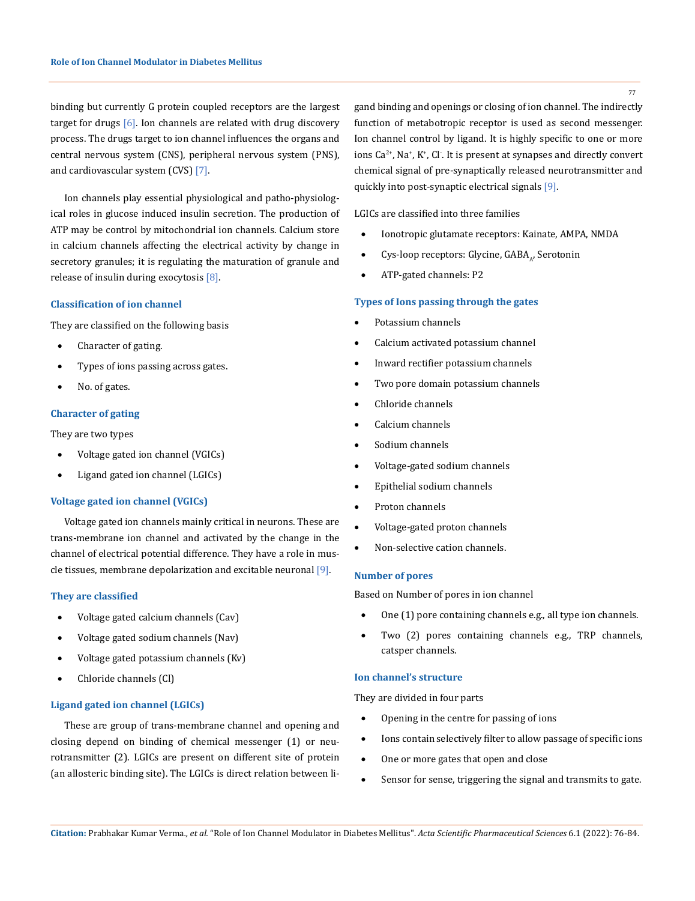binding but currently G protein coupled receptors are the largest target for drugs [6]. Ion channels are related with drug discovery process. The drugs target to ion channel influences the organs and central nervous system (CNS), peripheral nervous system (PNS), and cardiovascular system (CVS) [7].

Ion channels play essential physiological and patho-physiological roles in glucose induced insulin secretion. The production of ATP may be control by mitochondrial ion channels. Calcium store in calcium channels affecting the electrical activity by change in secretory granules; it is regulating the maturation of granule and release of insulin during exocytosis [8].

### Classification of ion channel

They are classified on the following basis

- Character of gating.
- Types of ions passing across gates.
- No. of gates.

### Character of gating

They are two types

- Voltage gated ion channel (VGICs)
- Ligand gated ion channel (LGICs)

### Voltage gated ion channel (VGICs)

Voltage gated ion channels mainly critical in neurons. These are trans-membrane ion channel and activated by the change in the channel of electrical potential difference. They have a role in muscle tissues, membrane depolarization and excitable neuronal [9].

### They are classified

- Voltage gated calcium channels (Cav)
- Voltage gated sodium channels (Nav)
- Voltage gated potassium channels (Kv)
- Chloride channels (Cl)

### Ligand gated ion channel (LGICs)

These are group of trans-membrane channel and opening and closing depend on binding of chemical messenger (1) or neurotransmitter (2). LGICs are present on different site of protein (an allosteric binding site). The LGICs is direct relation between ligand binding and openings or closing of ion channel. The indirectly function of metabotropic receptor is used as second messenger. Ion channel control by ligand. It is highly specific to one or more ions $Ca^{2+}$, $Na^{+}$, $K^{+}$, $Cl^{-}$. It is present at synapses and directly convert chemical signal of pre-synaptically released neurotransmitter and quickly into post-synaptic electrical signals [9].

LGICs are classified into three families

- Ionotropic glutamate receptors: Kainate, AMPA, NMDA
- Cys-loop receptors: Glycine, $GABA_A$, Serotonin
- ATP-gated channels: P2

### Types of Ions passing through the gates

- Potassium channels
- Calcium activated potassium channel
- Inward rectifier potassium channels
- Two pore domain potassium channels
- Chloride channels
- Calcium channels
- Sodium channels
- Voltage-gated sodium channels
- Epithelial sodium channels
- Proton channels
- Voltage-gated proton channels
- Non-selective cation channels.

### Number of pores

Based on Number of pores in ion channel

- One (1) pore containing channels e.g., all type ion channels.
- Two (2) pores containing channels e.g., TRP channels, catsper channels.

### Ion channel's structure

They are divided in four parts

- Opening in the centre for passing of ions
- Ions contain selectively filter to allow passage of specific ions
- One or more gates that open and close
- Sensor for sense, triggering the signal and transmits to gate.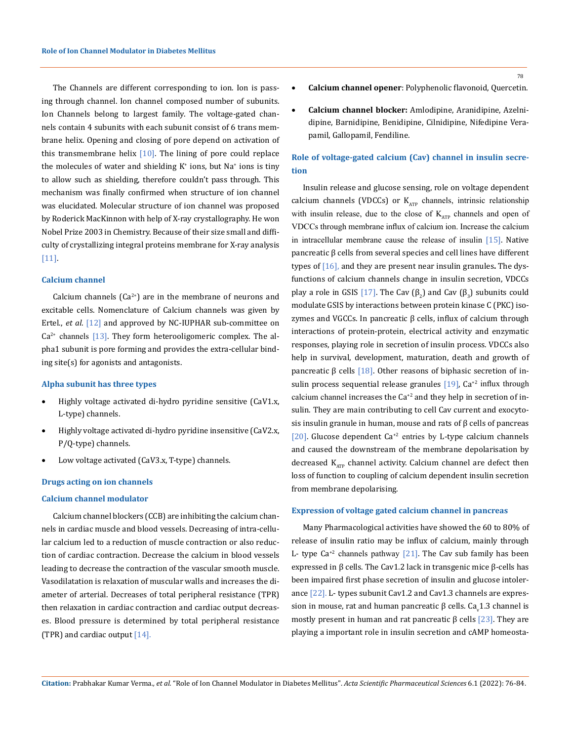The Channels are different corresponding to ion. Ion is passing through channel. Ion channel composed number of subunits. Ion Channels belong to largest family. The voltage-gated channels contain 4 subunits with each subunit consist of 6 trans membrane helix. Opening and closing of pore depend on activation of this transmembrane helix [10]. The lining of pore could replace the molecules of water and shielding $K^+$ ions, but $Na^+$ ions is tiny to allow such as shielding, therefore couldn't pass through. This mechanism was finally confirmed when structure of ion channel was elucidated. Molecular structure of ion channel was proposed by Roderick MacKinnon with help of X-ray crystallography. He won Nobel Prize 2003 in Chemistry. Because of their size small and difficulty of crystallizing integral proteins membrane for X-ray analysis [11].

### Calcium channel

Calcium channels ($Ca^{2+}$) are in the membrane of neurons and excitable cells. Nomenclature of Calcium channels was given by Ertel., *et al*. [12] and approved by NC-IUPHAR sub-committee on $Ca^{2+}$ channels [13]. They form heterooligomeric complex. The alpha1 subunit is pore forming and provides the extra-cellular binding site(s) for agonists and antagonists.

### Alpha subunit has three types

- Highly voltage activated di-hydro pyridine sensitive (CaV1.x, L-type) channels.
- Highly voltage activated di-hydro pyridine insensitive (CaV2.x, P/Q-type) channels.
- Low voltage activated (CaV3.x, T-type) channels.

### Drugs acting on ion channels

### Calcium channel modulator

Calcium channel blockers (CCB) are inhibiting the calcium channels in cardiac muscle and blood vessels. Decreasing of intra-cellular calcium led to a reduction of muscle contraction or also reduction of cardiac contraction. Decrease the calcium in blood vessels leading to decrease the contraction of the vascular smooth muscle. Vasodilatation is relaxation of muscular walls and increases the diameter of arterial. Decreases of total peripheral resistance (TPR) then relaxation in cardiac contraction and cardiac output decreases. Blood pressure is determined by total peripheral resistance (TPR) and cardiac output [14].

- **Calcium channel opener**: Polyphenolic flavonoid, Quercetin.
- **Calcium channel blocker:** Amlodipine, Aranidipine, Azelnidipine, Barnidipine, Benidipine, Cilnidipine, Nifedipine Verapamil, Gallopamil, Fendiline.

### Role of voltage-gated calcium (Cav) channel in insulin secretion

Insulin release and glucose sensing, role on voltage dependent calcium channels (VDCCs) or $K_{ATP}$ channels, intrinsic relationship with insulin release, due to the close of $K_{ATP}$ channels and open of VDCCs through membrane influx of calcium ion. Increase the calcium in intracellular membrane cause the release of insulin [15]. Native pancreatic β cells from several species and cell lines have different types of [16], and they are present near insulin granules**.** The dysfunctions of calcium channels change in insulin secretion, VDCCs play a role in GSIS [17]. The Cav ($\beta_2$) and Cav ($\beta_3$) subunits could modulate GSIS by interactions between protein kinase C (PKC) isozymes and VGCCs. In pancreatic β cells, influx of calcium through interactions of protein-protein, electrical activity and enzymatic responses, playing role in secretion of insulin process. VDCCs also help in survival, development, maturation, death and growth of pancreatic β cells [18]. Other reasons of biphasic secretion of insulin process sequential release granules [19], $Ca^{+2}$ influx through calcium channel increases the $Ca^{+2}$ and they help in secretion of insulin. They are main contributing to cell Cav current and exocytosis insulin granule in human, mouse and rats of β cells of pancreas [20]. Glucose dependent $Ca^{+2}$ entries by L-type calcium channels and caused the downstream of the membrane depolarisation by decreased $K_{ATP}$ channel activity. Calcium channel are defect then loss of function to coupling of calcium dependent insulin secretion from membrane depolarising.

### Expression of voltage gated calcium channel in pancreas

Many Pharmacological activities have showed the 60 to 80% of release of insulin ratio may be influx of calcium, mainly through L- type $Ca^{+2}$ channels pathway [21]. The Cav sub family has been expressed in β cells. The Cav1.2 lack in transgenic mice β-cells has been impaired first phase secretion of insulin and glucose intolerance [22]. L- types subunit Cav1.2 and Cav1.3 channels are expression in mouse, rat and human pancreatic β cells. $Ca_v1.3$ channel is mostly present in human and rat pancreatic β cells [23]. They are playing a important role in insulin secretion and cAMP homeosta-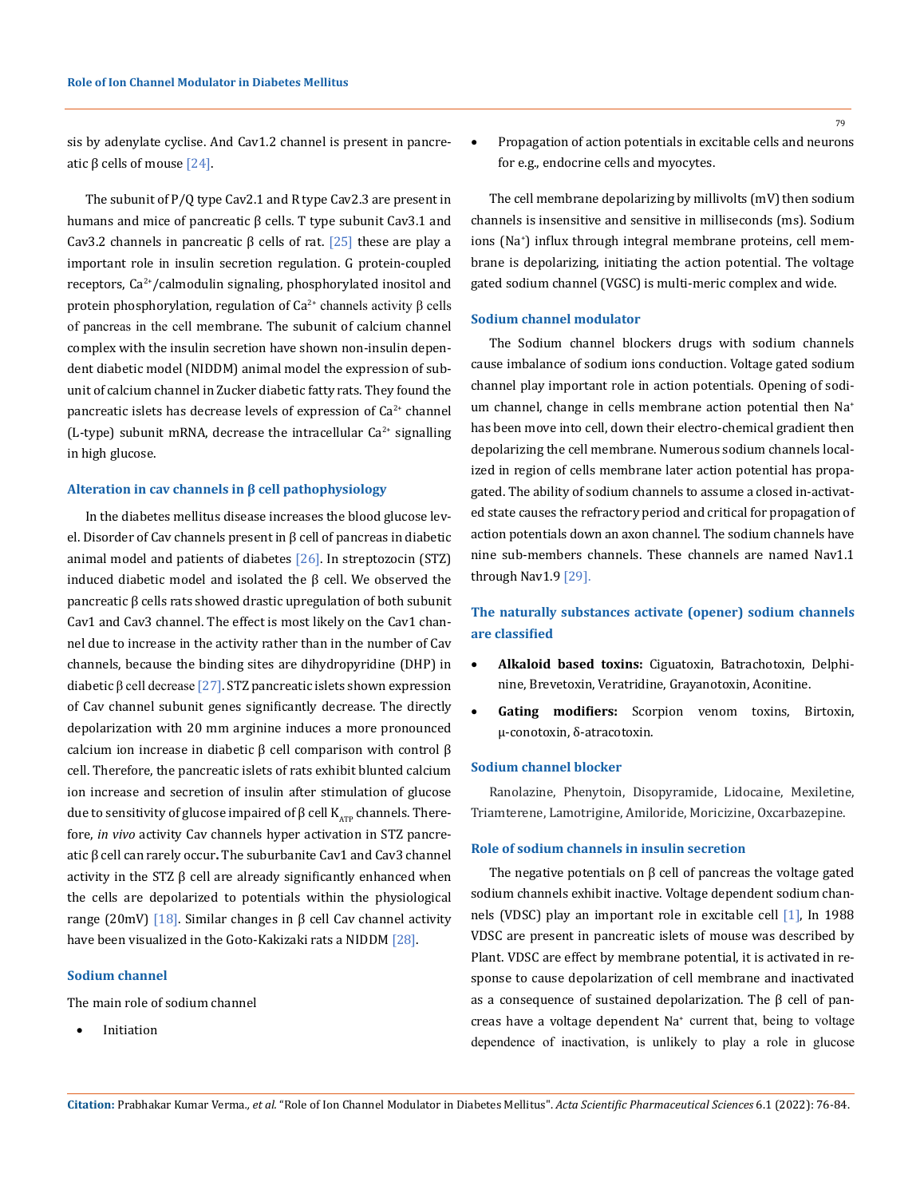sis by adenylate cyclise. And Cav1.2 channel is present in pancreatic β cells of mouse [24].

The subunit of P/Q type Cav2.1 and R type Cav2.3 are present in humans and mice of pancreatic β cells. T type subunit Cav3.1 and Cav3.2 channels in pancreatic β cells of rat. [25] these are play a important role in insulin secretion regulation. G protein-coupled receptors, $Ca^{2+}$/calmodulin signaling, phosphorylated inositol and protein phosphorylation, regulation of $Ca^{2+}$ channels activity β cells of pancreas in the cell membrane. The subunit of calcium channel complex with the insulin secretion have shown non-insulin dependent diabetic model (NIDDM) animal model the expression of subunit of calcium channel in Zucker diabetic fatty rats. They found the pancreatic islets has decrease levels of expression of $Ca^{2+}$ channel (L-type) subunit mRNA, decrease the intracellular $Ca^{2+}$ signalling in high glucose.

### Alteration in cav channels in β cell pathophysiology

In the diabetes mellitus disease increases the blood glucose level. Disorder of Cav channels present in β cell of pancreas in diabetic animal model and patients of diabetes [26]. In streptozocin (STZ) induced diabetic model and isolated the β cell. We observed the pancreatic β cells rats showed drastic upregulation of both subunit Cav1 and Cav3 channel. The effect is most likely on the Cav1 channel due to increase in the activity rather than in the number of Cav channels, because the binding sites are dihydropyridine (DHP) in diabetic β cell decrease [27]. STZ pancreatic islets shown expression of Cav channel subunit genes significantly decrease. The directly depolarization with 20 mm arginine induces a more pronounced calcium ion increase in diabetic β cell comparison with control β cell. Therefore, the pancreatic islets of rats exhibit blunted calcium ion increase and secretion of insulin after stimulation of glucose due to sensitivity of glucose impaired of β cell $K_{ATP}$ channels. Therefore, *in vivo* activity Cav channels hyper activation in STZ pancreatic β cell can rarely occur**.** The suburbanite Cav1 and Cav3 channel activity in the STZ β cell are already significantly enhanced when the cells are depolarized to potentials within the physiological range (20mV) [18]. Similar changes in β cell Cav channel activity have been visualized in the Goto-Kakizaki rats a NIDDM [28].

### Sodium channel

The main role of sodium channel

- Initiation
- Propagation of action potentials in excitable cells and neurons for e.g., endocrine cells and myocytes.

The cell membrane depolarizing by millivolts (mV) then sodium channels is insensitive and sensitive in milliseconds (ms). Sodium ions ($Na^+$) influx through integral membrane proteins, cell membrane is depolarizing, initiating the action potential. The voltage gated sodium channel (VGSC) is multi-meric complex and wide.

### Sodium channel modulator

The Sodium channel blockers drugs with sodium channels cause imbalance of sodium ions conduction. Voltage gated sodium channel play important role in action potentials. Opening of sodium channel, change in cells membrane action potential then $Na^+$ has been move into cell, down their electro-chemical gradient then depolarizing the cell membrane. Numerous sodium channels localized in region of cells membrane later action potential has propagated. The ability of sodium channels to assume a closed in-activated state causes the refractory period and critical for propagation of action potentials down an axon channel. The sodium channels have nine sub-members channels. These channels are named Nav1.1 through Nav1.9 [29].

## The naturally substances activate (opener) sodium channels are classified

- **Alkaloid based toxins:** Ciguatoxin, Batrachotoxin, Delphinine, Brevetoxin, Veratridine, Grayanotoxin, Aconitine.
- **Gating modifiers:** Scorpion venom toxins, Birtoxin, μ-conotoxin, δ-atracotoxin.

### Sodium channel blocker

Ranolazine, Phenytoin, Disopyramide, Lidocaine, Mexiletine, Triamterene, Lamotrigine, Amiloride, Moricizine, Oxcarbazepine.

### Role of sodium channels in insulin secretion

The negative potentials on β cell of pancreas the voltage gated sodium channels exhibit inactive. Voltage dependent sodium channels (VDSC) play an important role in excitable cell [1], In 1988 VDSC are present in pancreatic islets of mouse was described by Plant. VDSC are effect by membrane potential, it is activated in response to cause depolarization of cell membrane and inactivated as a consequence of sustained depolarization. The β cell of pancreas have a voltage dependent $Na^+$ current that, being to voltage dependence of inactivation, is unlikely to play a role in glucose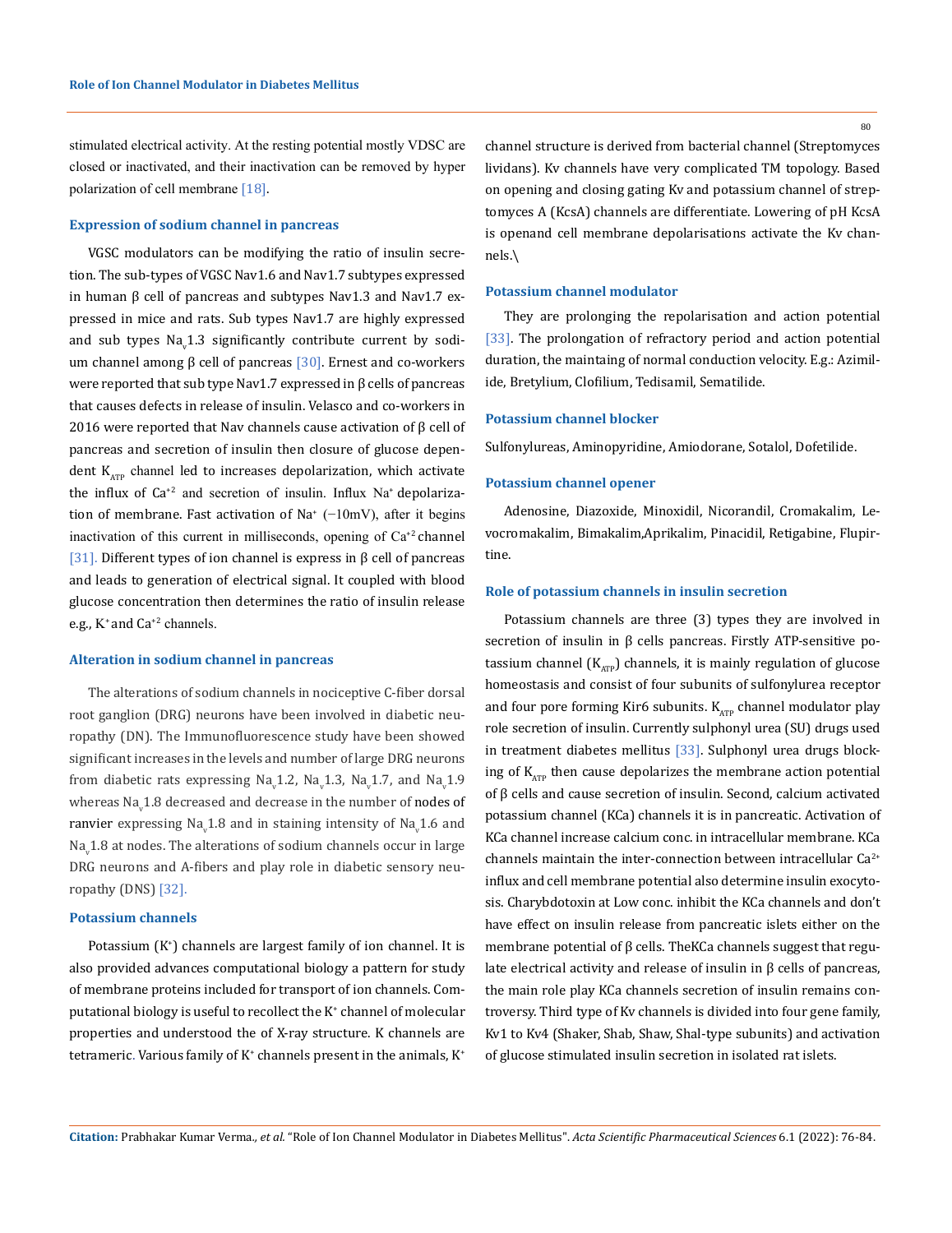stimulated electrical activity. At the resting potential mostly VDSC are closed or inactivated, and their inactivation can be removed by hyper polarization of cell membrane [18].

### Expression of sodium channel in pancreas

VGSC modulators can be modifying the ratio of insulin secretion. The sub-types of VGSC Nav1.6 and Nav1.7 subtypes expressed in human β cell of pancreas and subtypes Nav1.3 and Nav1.7 expressed in mice and rats. Sub types Nav1.7 are highly expressed and sub types $Na_v1.3$ significantly contribute current by sodium channel among β cell of pancreas [30]. Ernest and co-workers were reported that sub type Nav1.7 expressed in β cells of pancreas that causes defects in release of insulin. Velasco and co-workers in 2016 were reported that Nav channels cause activation of β cell of pancreas and secretion of insulin then closure of glucose dependent $K_{ATP}$ channel led to increases depolarization, which activate the influx of $Ca^{+2}$ and secretion of insulin. Influx $Na^+$ depolarization of membrane. Fast activation of $Na^+$ (−10mV), after it begins inactivation of this current in milliseconds, opening of $Ca^{+2}$ channel [31]. Different types of ion channel is express in β cell of pancreas and leads to generation of electrical signal. It coupled with blood glucose concentration then determines the ratio of insulin release e.g., $K^+$ and $Ca^{+2}$ channels.

### Alteration in sodium channel in pancreas

The alterations of sodium channels in nociceptive C-fiber dorsal root ganglion (DRG) neurons have been involved in diabetic neuropathy (DN). The Immunofluorescence study have been showed significant increases in the levels and number of large DRG neurons from diabetic rats expressing $Na_v1.2$, $Na_v1.3$, $Na_v1.7$, and $Na_v1.9$ whereas $Na_v1.8$ decreased and decrease in the number of nodes of ranvier expressing $Na_v1.8$ and in staining intensity of $Na_v1.6$ and $Na_v1.8$ at nodes. The alterations of sodium channels occur in large DRG neurons and A-fibers and play role in diabetic sensory neuropathy (DNS) [32].

### Potassium channels

Potassium ($K^+$) channels are largest family of ion channel. It is also provided advances computational biology a pattern for study of membrane proteins included for transport of ion channels. Computational biology is useful to recollect the $K^+$ channel of molecular properties and understood the of X-ray structure. K channels are tetrameric. Various family of $K^+$ channels present in the animals, $K^+$ channel structure is derived from bacterial channel (Streptomyces lividans). Kv channels have very complicated TM topology. Based on opening and closing gating Kv and potassium channel of streptomyces A (KcsA) channels are differentiate. Lowering of pH KcsA is openand cell membrane depolarisations activate the Kv channels.\

### Potassium channel modulator

They are prolonging the repolarisation and action potential [33]. The prolongation of refractory period and action potential duration, the maintaing of normal conduction velocity. E.g.: Azimilide, Bretylium, Clofilium, Tedisamil, Sematilide.

### Potassium channel blocker

Sulfonylureas, Aminopyridine, Amiodorane, Sotalol, Dofetilide.

### Potassium channel opener

Adenosine, Diazoxide, Minoxidil, Nicorandil, Cromakalim, Levocromakalim, Bimakalim,Aprikalim, Pinacidil, Retigabine, Flupirtine.

### Role of potassium channels in insulin secretion

Potassium channels are three (3) types they are involved in secretion of insulin in β cells pancreas. Firstly ATP-sensitive potassium channel ($K_{ATP}$) channels, it is mainly regulation of glucose homeostasis and consist of four subunits of sulfonylurea receptor and four pore forming Kir6 subunits. $K_{ATP}$ channel modulator play role secretion of insulin. Currently sulphonyl urea (SU) drugs used in treatment diabetes mellitus [33]. Sulphonyl urea drugs blocking of $K_{ATP}$ then cause depolarizes the membrane action potential of β cells and cause secretion of insulin. Second, calcium activated potassium channel (KCa) channels it is in pancreatic. Activation of KCa channel increase calcium conc. in intracellular membrane. KCa channels maintain the inter-connection between intracellular $Ca^{2+}$ influx and cell membrane potential also determine insulin exocytosis. Charybdotoxin at Low conc. inhibit the KCa channels and don't have effect on insulin release from pancreatic islets either on the membrane potential of β cells. TheKCa channels suggest that regulate electrical activity and release of insulin in β cells of pancreas, the main role play KCa channels secretion of insulin remains controversy. Third type of Kv channels is divided into four gene family, Kv1 to Kv4 (Shaker, Shab, Shaw, Shal-type subunits) and activation of glucose stimulated insulin secretion in isolated rat islets.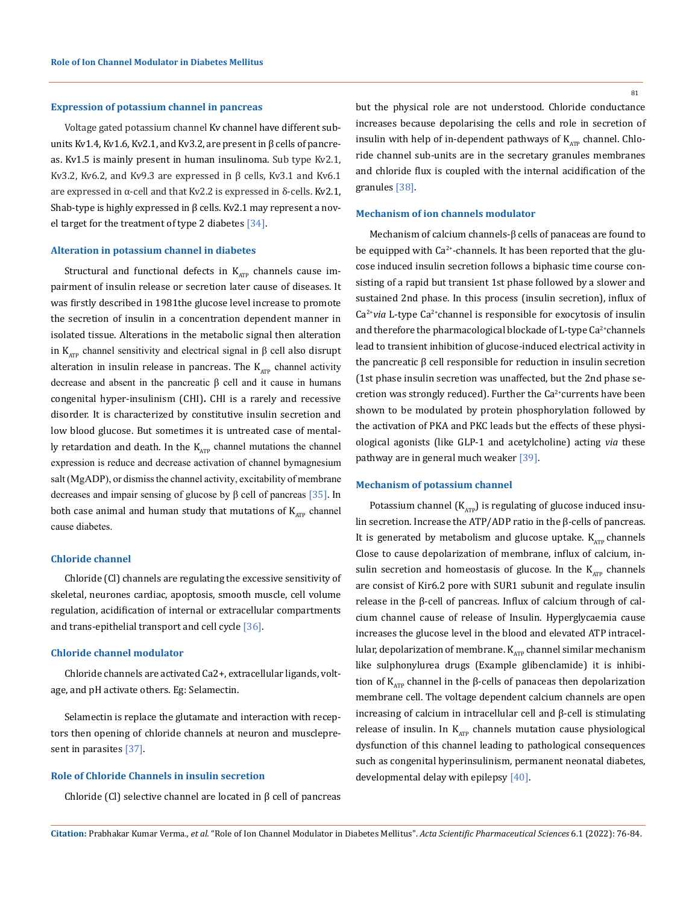### Expression of potassium channel in pancreas

Voltage gated potassium channel Kv channel have different sub-units Kv1.4, Kv1.6, Kv2.1, and Kv3.2, are present in β cells of pancreas. Kv1.5 is mainly present in human insulinoma. Sub type Kv2.1, Kv3.2, Kv6.2, and Kv9.3 are expressed in β cells, Kv3.1 and Kv6.1 are expressed in α-cell and that Kv2.2 is expressed in δ-cells. Kv2.1, Shab-type is highly expressed in β cells. Kv2.1 may represent a novel target for the treatment of type 2 diabetes [34].

### Alteration in potassium channel in diabetes

Structural and functional defects in $K_{ATP}$ channels cause impairment of insulin release or secretion later cause of diseases. It was firstly described in 1981the glucose level increase to promote the secretion of insulin in a concentration dependent manner in isolated tissue. Alterations in the metabolic signal then alteration in $K_{ATP}$ channel sensitivity and electrical signal in β cell also disrupt alteration in insulin release in pancreas. The $K_{ATP}$ channel activity decrease and absent in the pancreatic β cell and it cause in humans congenital hyper-insulinism (CHI)**.** CHI is a rarely and recessive disorder. It is characterized by constitutive insulin secretion and low blood glucose. But sometimes it is untreated case of mentally retardation and death. In the $K_{ATP}$ channel mutations the channel expression is reduce and decrease activation of channel bymagnesium salt (MgADP), or dismiss the channel activity, excitability of membrane decreases and impair sensing of glucose by β cell of pancreas [35]. In both case animal and human study that mutations of $K_{ATP}$ channel cause diabetes.

### Chloride channel

Chloride (Cl) channels are regulating the excessive sensitivity of skeletal, neurones cardiac, apoptosis, smooth muscle, cell volume regulation, acidification of internal or extracellular compartments and trans-epithelial transport and cell cycle [36].

### Chloride channel modulator

Chloride channels are activated Ca2+, extracellular ligands, voltage, and pH activate others. Eg: Selamectin.

Selamectin is replace the glutamate and interaction with receptors then opening of chloride channels at neuron and musclepresent in parasites [37].

### Role of Chloride Channels in insulin secretion

Chloride (Cl) selective channel are located in β cell of pancreas but the physical role are not understood. Chloride conductance increases because depolarising the cells and role in secretion of insulin with help of in-dependent pathways of $K_{ATP}$ channel. Chloride channel sub-units are in the secretary granules membranes and chloride flux is coupled with the internal acidification of the granules [38].

### Mechanism of ion channels modulator

Mechanism of calcium channels-β cells of panaceas are found to be equipped with $Ca^{2+}$-channels. It has been reported that the glucose induced insulin secretion follows a biphasic time course consisting of a rapid but transient 1st phase followed by a slower and sustained 2nd phase. In this process (insulin secretion), influx of $Ca^{2+}$*via* L-type $Ca^{2+}$channel is responsible for exocytosis of insulin and therefore the pharmacological blockade of L-type $Ca^{2+}$channels lead to transient inhibition of glucose-induced electrical activity in the pancreatic β cell responsible for reduction in insulin secretion (1st phase insulin secretion was unaffected, but the 2nd phase secretion was strongly reduced). Further the $Ca^{2+}$currents have been shown to be modulated by protein phosphorylation followed by the activation of PKA and PKC leads but the effects of these physiological agonists (like GLP-1 and acetylcholine) acting *via* these pathway are in general much weaker [39].

### Mechanism of potassium channel

Potassium channel ($K_{ATP}$) is regulating of glucose induced insulin secretion. Increase the ATP/ADP ratio in the β-cells of pancreas. It is generated by metabolism and glucose uptake. $K_{ATP}$ channels Close to cause depolarization of membrane, influx of calcium, insulin secretion and homeostasis of glucose. In the $K_{ATP}$ channels are consist of Kir6.2 pore with SUR1 subunit and regulate insulin release in the β-cell of pancreas. Influx of calcium through of calcium channel cause of release of Insulin. Hyperglycaemia cause increases the glucose level in the blood and elevated ATP intracellular, depolarization of membrane. $K_{ATP}$ channel similar mechanism like sulphonylurea drugs (Example glibenclamide) it is inhibition of $K_{ATP}$ channel in the β-cells of panaceas then depolarization membrane cell. The voltage dependent calcium channels are open increasing of calcium in intracellular cell and β-cell is stimulating release of insulin. In $K_{ATP}$ channels mutation cause physiological dysfunction of this channel leading to pathological consequences such as congenital hyperinsulinism, permanent neonatal diabetes, developmental delay with epilepsy [40].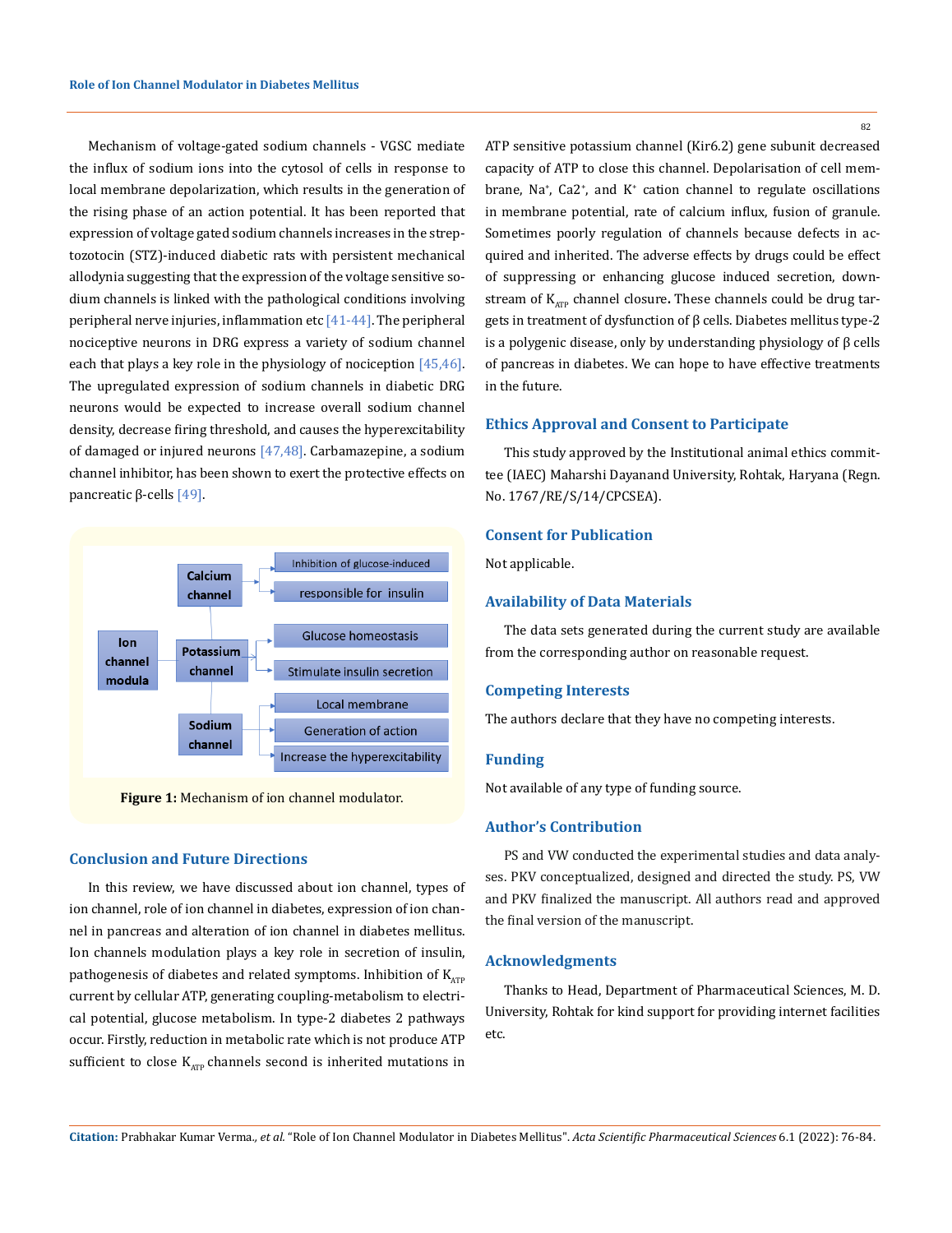Mechanism of voltage-gated sodium channels - VGSC mediate the influx of sodium ions into the cytosol of cells in response to local membrane depolarization, which results in the generation of the rising phase of an action potential. It has been reported that expression of voltage gated sodium channels increases in the streptozotocin (STZ)-induced diabetic rats with persistent mechanical allodynia suggesting that the expression of the voltage sensitive sodium channels is linked with the pathological conditions involving peripheral nerve injuries, inflammation etc [41-44]. The peripheral nociceptive neurons in DRG express a variety of sodium channel each that plays a key role in the physiology of nociception [45,46]. The upregulated expression of sodium channels in diabetic DRG neurons would be expected to increase overall sodium channel density, decrease firing threshold, and causes the hyperexcitability of damaged or injured neurons [47,48]. Carbamazepine, a sodium channel inhibitor, has been shown to exert the protective effects on pancreatic β-cells [49].

**Figure 1:** Mechanism of ion channel modulator.

## Conclusion and Future Directions

In this review, we have discussed about ion channel, types of ion channel, role of ion channel in diabetes, expression of ion channel in pancreas and alteration of ion channel in diabetes mellitus. Ion channels modulation plays a key role in secretion of insulin, pathogenesis of diabetes and related symptoms. Inhibition of $K_{ATP}$ current by cellular ATP, generating coupling-metabolism to electrical potential, glucose metabolism. In type-2 diabetes 2 pathways occur. Firstly, reduction in metabolic rate which is not produce ATP sufficient to close $K_{ATP}$ channels second is inherited mutations in ATP sensitive potassium channel (Kir6.2) gene subunit decreased capacity of ATP to close this channel. Depolarisation of cell membrane, $Na^+$, $Ca2^+$, and $K^+$ cation channel to regulate oscillations in membrane potential, rate of calcium influx, fusion of granule. Sometimes poorly regulation of channels because defects in acquired and inherited. The adverse effects by drugs could be effect of suppressing or enhancing glucose induced secretion, downstream of $K_{ATP}$ channel closure**.** These channels could be drug targets in treatment of dysfunction of β cells. Diabetes mellitus type-2 is a polygenic disease, only by understanding physiology of β cells of pancreas in diabetes. We can hope to have effective treatments in the future.

## Ethics Approval and Consent to Participate

This study approved by the Institutional animal ethics committee (IAEC) Maharshi Dayanand University, Rohtak, Haryana (Regn. No. 1767/RE/S/14/CPCSEA).

## Consent for Publication

Not applicable.

## Availability of Data Materials

The data sets generated during the current study are available from the corresponding author on reasonable request.

## Competing Interests

The authors declare that they have no competing interests.

## Funding

Not available of any type of funding source.

## Author's Contribution

PS and VW conducted the experimental studies and data analyses. PKV conceptualized, designed and directed the study. PS, VW and PKV finalized the manuscript. All authors read and approved the final version of the manuscript.

## Acknowledgments

Thanks to Head, Department of Pharmaceutical Sciences, M. D. University, Rohtak for kind support for providing internet facilities etc.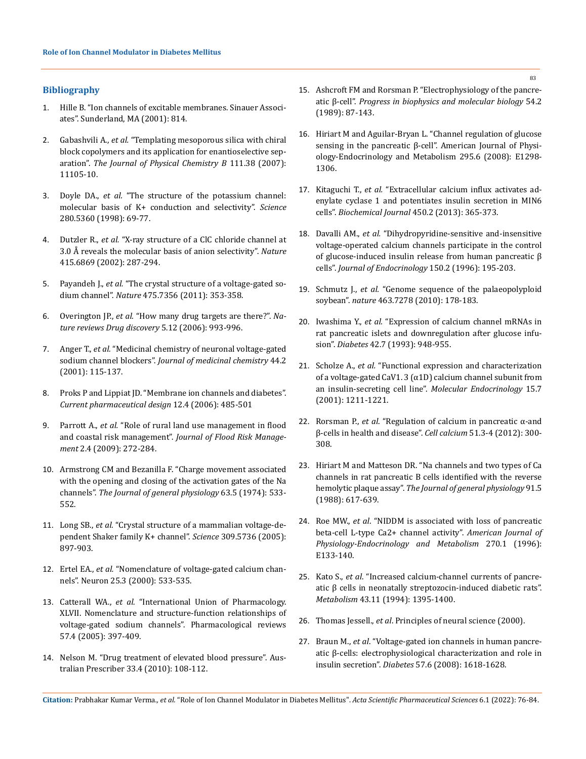## Bibliography

1. Hille B. "Ion channels of excitable membranes. Sinauer Associates". Sunderland, MA (2001): 814.
2. Gabashvili A., *et al.* "Templating mesoporous silica with chiral block copolymers and its application for enantioselective separation". *The Journal of Physical Chemistry B* 111.38 (2007): 11105-10.
3. Doyle DA., *et al.* "The structure of the potassium channel: molecular basis of K+ conduction and selectivity". *Science* 280.5360 (1998): 69-77.
4. Dutzler R., *et al.* "X-ray structure of a ClC chloride channel at 3.0 Å reveals the molecular basis of anion selectivity". *Nature* 415.6869 (2002): 287-294.
5. Payandeh J., *et al.* "The crystal structure of a voltage-gated sodium channel". *Nature* 475.7356 (2011): 353-358.
6. Overington JP., *et al.* "How many drug targets are there?". *Nature reviews Drug discovery* 5.12 (2006): 993-996.
7. Anger T., *et al.* "Medicinal chemistry of neuronal voltage-gated sodium channel blockers". *Journal of medicinal chemistry* 44.2 (2001): 115-137.
8. Proks P and Lippiat JD. "Membrane ion channels and diabetes". *Current pharmaceutical design* 12.4 (2006): 485-501
9. Parrott A., *et al.* "Role of rural land use management in flood and coastal risk management". *Journal of Flood Risk Management* 2.4 (2009): 272-284.
10. Armstrong CM and Bezanilla F. "Charge movement associated with the opening and closing of the activation gates of the Na channels". *The Journal of general physiology* 63.5 (1974): 533-552.
11. Long SB., *et al.* "Crystal structure of a mammalian voltage-dependent Shaker family K+ channel". *Science* 309.5736 (2005): 897-903.
12. Ertel EA., *et al.* "Nomenclature of voltage-gated calcium channels". Neuron 25.3 (2000): 533-535.
13. Catterall WA., *et al.* "International Union of Pharmacology. XLVII. Nomenclature and structure-function relationships of voltage-gated sodium channels". Pharmacological reviews 57.4 (2005): 397-409.
14. Nelson M. "Drug treatment of elevated blood pressure". Australian Prescriber 33.4 (2010): 108-112.
15. Ashcroft FM and Rorsman P. "Electrophysiology of the pancreatic β-cell". *Progress in biophysics and molecular biology* 54.2 (1989): 87-143.
16. Hiriart M and Aguilar-Bryan L. "Channel regulation of glucose sensing in the pancreatic β-cell". American Journal of Physiology-Endocrinology and Metabolism 295.6 (2008): E1298-1306.
17. Kitaguchi T., *et al.* "Extracellular calcium influx activates adenylate cyclase 1 and potentiates insulin secretion in MIN6 cells". *Biochemical Journal* 450.2 (2013): 365-373.
18. Davalli AM., *et al.* "Dihydropyridine-sensitive and-insensitive voltage-operated calcium channels participate in the control of glucose-induced insulin release from human pancreatic β cells". *Journal of Endocrinology* 150.2 (1996): 195-203.
19. Schmutz J., *et al.* "Genome sequence of the palaeopolyploid soybean". *nature* 463.7278 (2010): 178-183.
20. Iwashima Y., *et al.* "Expression of calcium channel mRNAs in rat pancreatic islets and downregulation after glucose infusion". *Diabetes* 42.7 (1993): 948-955.
21. Scholze A., *et al.* "Functional expression and characterization of a voltage-gated CaV1. 3 (α1D) calcium channel subunit from an insulin-secreting cell line". *Molecular Endocrinology* 15.7 (2001): 1211-1221.
22. Rorsman P., *et al.* "Regulation of calcium in pancreatic α-and β-cells in health and disease". *Cell calcium* 51.3-4 (2012): 300-308.
23. Hiriart M and Matteson DR. "Na channels and two types of Ca channels in rat pancreatic B cells identified with the reverse hemolytic plaque assay". *The Journal of general physiology* 91.5 (1988): 617-639.
24. Roe MW., *et al.* "NIDDM is associated with loss of pancreatic beta-cell L-type Ca2+ channel activity". *American Journal of Physiology-Endocrinology and Metabolism* 270.1 (1996): E133-140.
25. Kato S., *et al.* "Increased calcium-channel currents of pancreatic β cells in neonatally streptozocin-induced diabetic rats". *Metabolism* 43.11 (1994): 1395-1400.
26. Thomas Jessell., *et al.* Principles of neural science (2000).
27. Braun M., *et al.* "Voltage-gated ion channels in human pancreatic β-cells: electrophysiological characterization and role in insulin secretion". *Diabetes* 57.6 (2008): 1618-1628.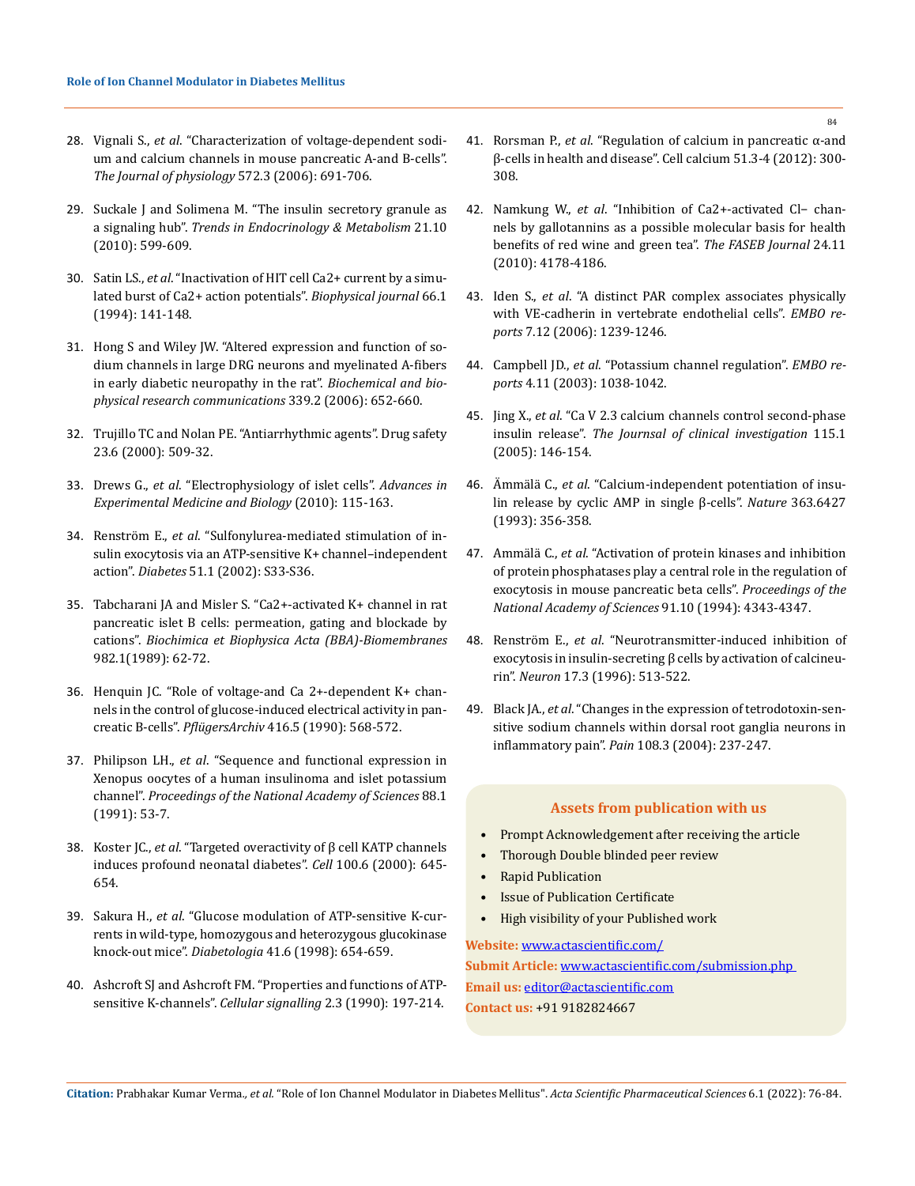28. Vignali S., *et al*. "Characterization of voltage-dependent sodium and calcium channels in mouse pancreatic A-and B-cells". *The Journal of physiology* 572.3 (2006): 691-706.

29. Suckale J and Solimena M. "The insulin secretory granule as a signaling hub". *Trends in Endocrinology & Metabolism* 21.10 (2010): 599-609.

30. Satin LS., *et al*. "Inactivation of HIT cell Ca2+ current by a simulated burst of Ca2+ action potentials". *Biophysical journal* 66.1 (1994): 141-148.

31. Hong S and Wiley JW. "Altered expression and function of sodium channels in large DRG neurons and myelinated A-fibers in early diabetic neuropathy in the rat". *Biochemical and biophysical research communications* 339.2 (2006): 652-660.

32. Trujillo TC and Nolan PE. "Antiarrhythmic agents". Drug safety 23.6 (2000): 509-32.

33. Drews G., *et al*. "Electrophysiology of islet cells". *Advances in Experimental Medicine and Biology* (2010): 115-163.

34. Renström E., *et al*. "Sulfonylurea-mediated stimulation of insulin exocytosis via an ATP-sensitive K+ channel–independent action". *Diabetes* 51.1 (2002): S33-S36.

35. Tabcharani JA and Misler S. "Ca2+-activated K+ channel in rat pancreatic islet B cells: permeation, gating and blockade by cations". *Biochimica et Biophysica Acta (BBA)-Biomembranes* 982.1(1989): 62-72.

36. Henquin JC. "Role of voltage-and Ca 2+-dependent K+ channels in the control of glucose-induced electrical activity in pancreatic B-cells". *PflügersArchiv* 416.5 (1990): 568-572.

37. Philipson LH., *et al*. "Sequence and functional expression in Xenopus oocytes of a human insulinoma and islet potassium channel". *Proceedings of the National Academy of Sciences* 88.1 (1991): 53-7.

38. Koster JC., *et al*. "Targeted overactivity of β cell KATP channels induces profound neonatal diabetes". *Cell* 100.6 (2000): 645-654.

39. Sakura H., *et al*. "Glucose modulation of ATP-sensitive K-currents in wild-type, homozygous and heterozygous glucokinase knock-out mice". *Diabetologia* 41.6 (1998): 654-659.

40. Ashcroft SJ and Ashcroft FM. "Properties and functions of ATP-sensitive K-channels". *Cellular signalling* 2.3 (1990): 197-214.

41. Rorsman P., *et al*. "Regulation of calcium in pancreatic α-and β-cells in health and disease". Cell calcium 51.3-4 (2012): 300-308.

42. Namkung W., *et al*. "Inhibition of Ca2+-activated Cl− channels by gallotannins as a possible molecular basis for health benefits of red wine and green tea". *The FASEB Journal* 24.11 (2010): 4178-4186.

43. Iden S., *et al*. "A distinct PAR complex associates physically with VE-cadherin in vertebrate endothelial cells". *EMBO reports* 7.12 (2006): 1239-1246.

44. Campbell JD., *et al*. "Potassium channel regulation". *EMBO reports* 4.11 (2003): 1038-1042.

45. Jing X., *et al*. "Ca V 2.3 calcium channels control second-phase insulin release". *The Joursnal of clinical investigation* 115.1 (2005): 146-154.

46. Ämmälä C., *et al*. "Calcium-independent potentiation of insulin release by cyclic AMP in single β-cells". *Nature* 363.6427 (1993): 356-358.

47. Ammälä C., *et al*. "Activation of protein kinases and inhibition of protein phosphatases play a central role in the regulation of exocytosis in mouse pancreatic beta cells". *Proceedings of the National Academy of Sciences* 91.10 (1994): 4343-4347.

48. Renström E., *et al*. "Neurotransmitter-induced inhibition of exocytosis in insulin-secreting β cells by activation of calcineurin". *Neuron* 17.3 (1996): 513-522.

49. Black JA., *et al*. "Changes in the expression of tetrodotoxin-sensitive sodium channels within dorsal root ganglia neurons in inflammatory pain". *Pain* 108.3 (2004): 237-247.

**Assets from publication with us**

- Prompt Acknowledgement after receiving the article
- Thorough Double blinded peer review
- Rapid Publication
- Issue of Publication Certificate
- High visibility of your Published work

**Website:** www.actascientific.com/
**Submit Article:** www.actascientific.com/submission.php
**Email us:** editor@actascientific.com
**Contact us:** +91 9182824667